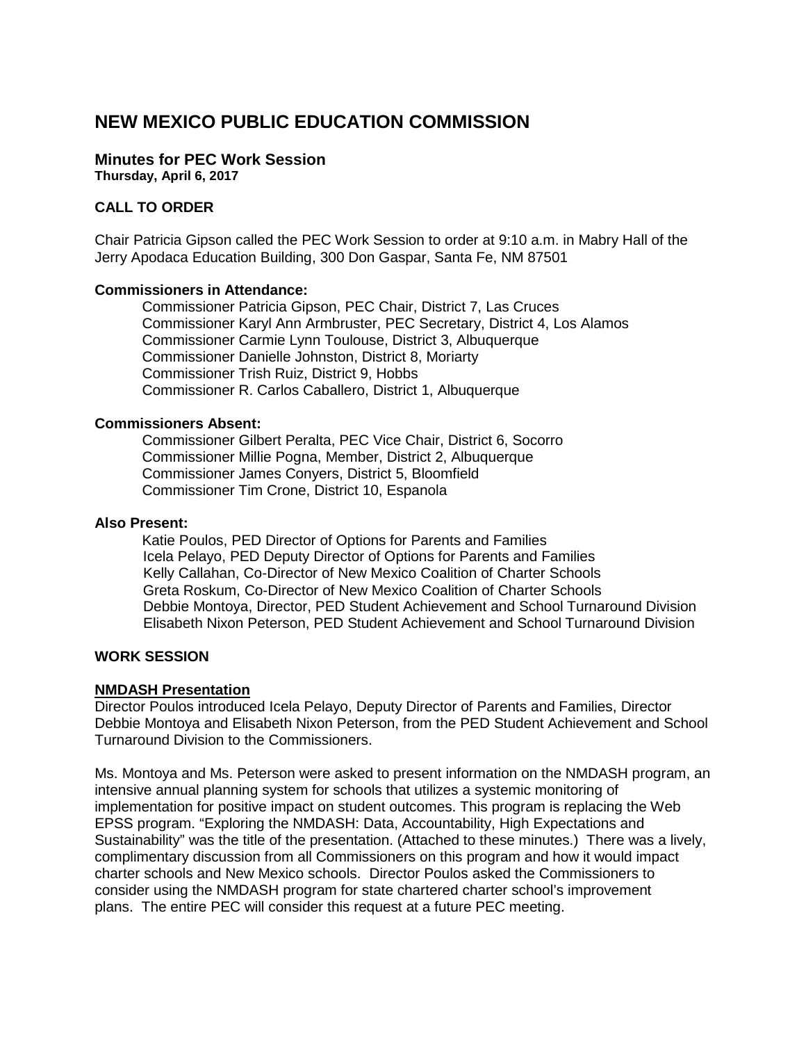# NEW MEXICO PUBLIC EDUCATION COMMISSION

## Minutes for PEC Work Session

**Thursday, April 6, 2017**

### CALL TO ORDER

Chair Patricia Gipson called the PEC Work Session to order at 9:10 a.m. in Mabry Hall of the Jerry Apodaca Education Building, 300 Don Gaspar, Santa Fe, NM 87501

**Commissioners in Attendance:**

Commissioner Patricia Gipson, PEC Chair, District 7, Las Cruces
Commissioner Karyl Ann Armbruster, PEC Secretary, District 4, Los Alamos
Commissioner Carmie Lynn Toulouse, District 3, Albuquerque
Commissioner Danielle Johnston, District 8, Moriarty
Commissioner Trish Ruiz, District 9, Hobbs
Commissioner R. Carlos Caballero, District 1, Albuquerque

**Commissioners Absent:**

Commissioner Gilbert Peralta, PEC Vice Chair, District 6, Socorro
Commissioner Millie Pogna, Member, District 2, Albuquerque
Commissioner James Conyers, District 5, Bloomfield
Commissioner Tim Crone, District 10, Espanola

**Also Present:**

Katie Poulos, PED Director of Options for Parents and Families
Icela Pelayo, PED Deputy Director of Options for Parents and Families
Kelly Callahan, Co-Director of New Mexico Coalition of Charter Schools
Greta Roskum, Co-Director of New Mexico Coalition of Charter Schools
Debbie Montoya, Director, PED Student Achievement and School Turnaround Division
Elisabeth Nixon Peterson, PED Student Achievement and School Turnaround Division

### WORK SESSION

**NMDASH Presentation**

Director Poulos introduced Icela Pelayo, Deputy Director of Parents and Families, Director Debbie Montoya and Elisabeth Nixon Peterson, from the PED Student Achievement and School Turnaround Division to the Commissioners.

Ms. Montoya and Ms. Peterson were asked to present information on the NMDASH program, an intensive annual planning system for schools that utilizes a systemic monitoring of implementation for positive impact on student outcomes. This program is replacing the Web EPSS program. "Exploring the NMDASH: Data, Accountability, High Expectations and Sustainability" was the title of the presentation. (Attached to these minutes.) There was a lively, complimentary discussion from all Commissioners on this program and how it would impact charter schools and New Mexico schools. Director Poulos asked the Commissioners to consider using the NMDASH program for state chartered charter school's improvement plans. The entire PEC will consider this request at a future PEC meeting.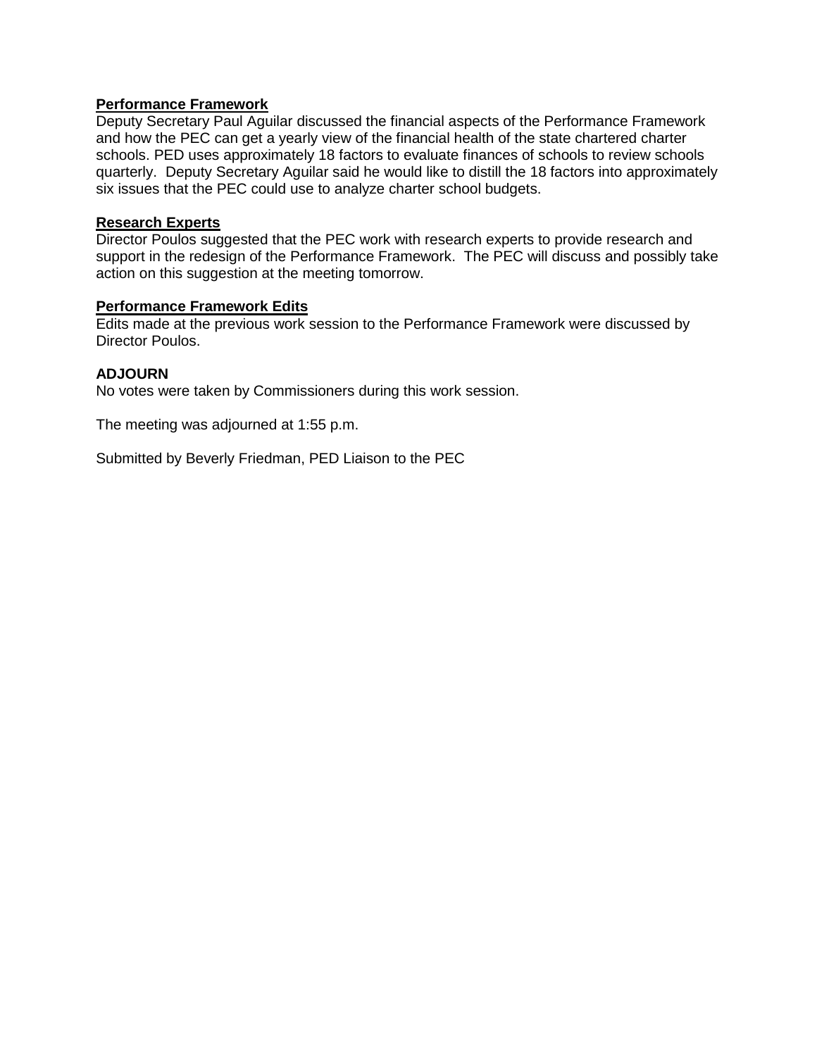**Performance Framework**

Deputy Secretary Paul Aguilar discussed the financial aspects of the Performance Framework and how the PEC can get a yearly view of the financial health of the state chartered charter schools. PED uses approximately 18 factors to evaluate finances of schools to review schools quarterly. Deputy Secretary Aguilar said he would like to distill the 18 factors into approximately six issues that the PEC could use to analyze charter school budgets.

**Research Experts**

Director Poulos suggested that the PEC work with research experts to provide research and support in the redesign of the Performance Framework. The PEC will discuss and possibly take action on this suggestion at the meeting tomorrow.

**Performance Framework Edits**

Edits made at the previous work session to the Performance Framework were discussed by Director Poulos.

**ADJOURN**

No votes were taken by Commissioners during this work session.

The meeting was adjourned at 1:55 p.m.

Submitted by Beverly Friedman, PED Liaison to the PEC